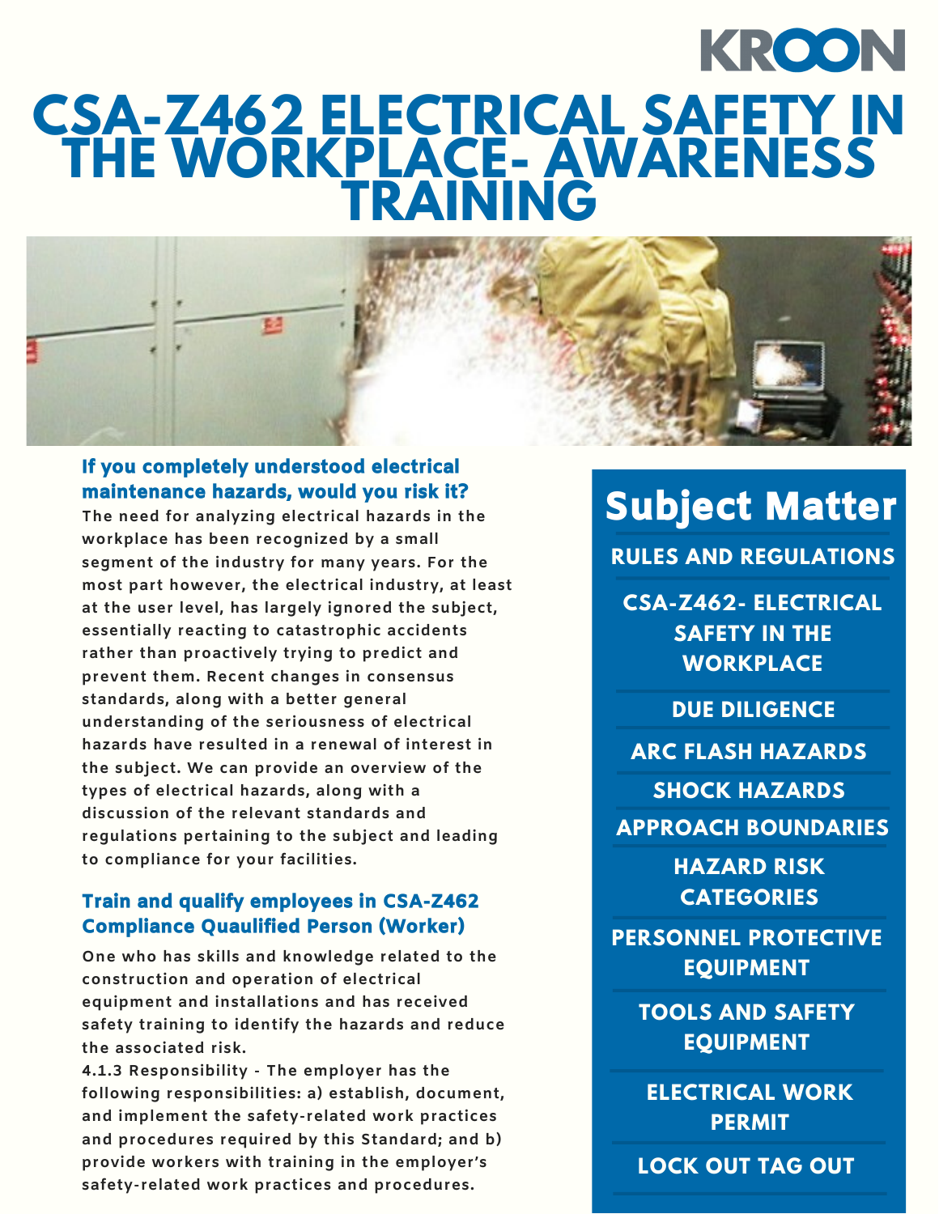KROON

# CSA-Z462 ELECTRICAL SAFETY IN THE WORKPLACE- AWARENESS TRAINING

### If you completely understood electrical maintenance hazards, would you risk it?

**The need for analyzing electrical hazards in the workplace has been recognized by a small segment of the industry for many years. For the most part however, the electrical industry, at least at the user level, has largely ignored the subject, essentially reacting to catastrophic accidents rather than proactively trying to predict and prevent them. Recent changes in consensus standards, along with a better general understanding of the seriousness of electrical hazards have resulted in a renewal of interest in the subject. We can provide an overview of the types of electrical hazards, along with a discussion of the relevant standards and regulations pertaining to the subject and leading to compliance for your facilities.**

### Train and qualify employees in CSA-Z462 Compliance Quaulified Person (Worker)

**One who has skills and knowledge related to the construction and operation of electrical equipment and installations and has received safety training to identify the hazards and reduce the associated risk.**

**4.1.3 Responsibility - The employer has the following responsibilities: a) establish, document, and implement the safety-related work practices and procedures required by this Standard; and b) provide workers with training in the employer's safety-related work practices and procedures.**

## Subject Matter

- RULES AND REGULATIONS
- CSA-Z462- ELECTRICAL SAFETY IN THE WORKPLACE
- DUE DILIGENCE
- ARC FLASH HAZARDS
- SHOCK HAZARDS
- APPROACH BOUNDARIES
- HAZARD RISK CATEGORIES
- PERSONNEL PROTECTIVE EQUIPMENT
- TOOLS AND SAFETY EQUIPMENT
- ELECTRICAL WORK PERMIT
- LOCK OUT TAG OUT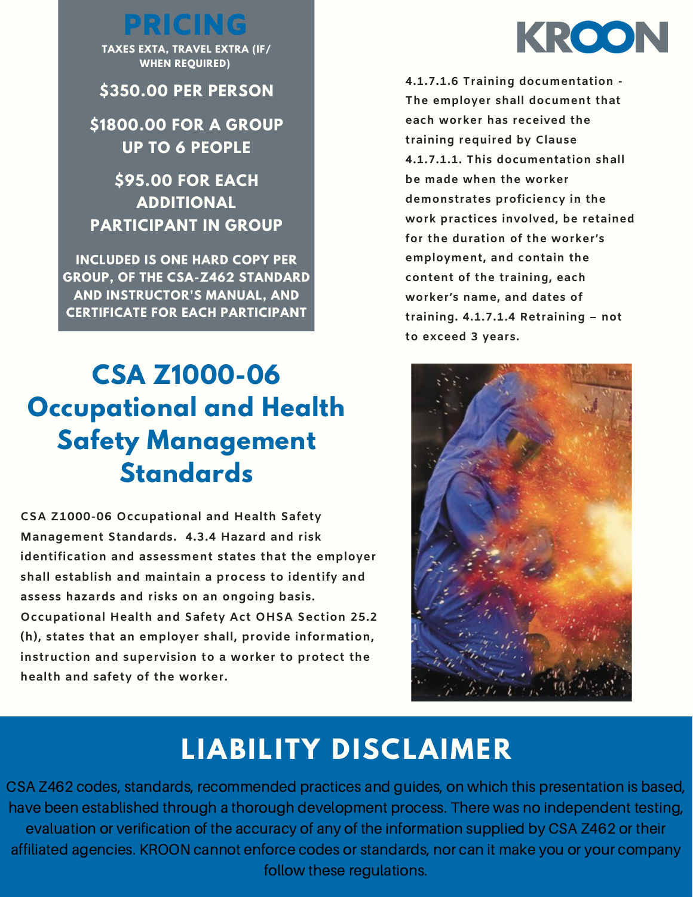## PRICING

**TAXES EXTA, TRAVEL EXTRA (IF/ WHEN REQUIRED)**

**$350.00 PER PERSON**

**$1800.00 FOR A GROUP UP TO 6 PEOPLE**

**$95.00 FOR EACH ADDITIONAL PARTICIPANT IN GROUP**

**INCLUDED IS ONE HARD COPY PER GROUP, OF THE CSA-Z462 STANDARD AND INSTRUCTOR'S MANUAL, AND CERTIFICATE FOR EACH PARTICIPANT**

KROON

**4.1.7.1.6 Training documentation - The employer shall document that each worker has received the training required by Clause 4.1.7.1.1. This documentation shall be made when the worker demonstrates proficiency in the work practices involved, be retained for the duration of the worker's employment, and contain the content of the training, each worker's name, and dates of training. 4.1.7.1.4 Retraining – not to exceed 3 years.**

# CSA Z1000-06 Occupational and Health Safety Management Standards

**CSA Z1000-06 Occupational and Health Safety Management Standards. 4.3.4 Hazard and risk identification and assessment states that the employer shall establish and maintain a process to identify and assess hazards and risks on an ongoing basis. Occupational Health and Safety Act OHSA Section 25.2 (h), states that an employer shall, provide information, instruction and supervision to a worker to protect the health and safety of the worker.**

## LIABILITY DISCLAIMER

CSA Z462 codes, standards, recommended practices and guides, on which this presentation is based, have been established through a thorough development process. There was no independent testing, evaluation or verification of the accuracy of any of the information supplied by CSA Z462 or their affiliated agencies. KROON cannot enforce codes or standards, nor can it make you or your company follow these regulations.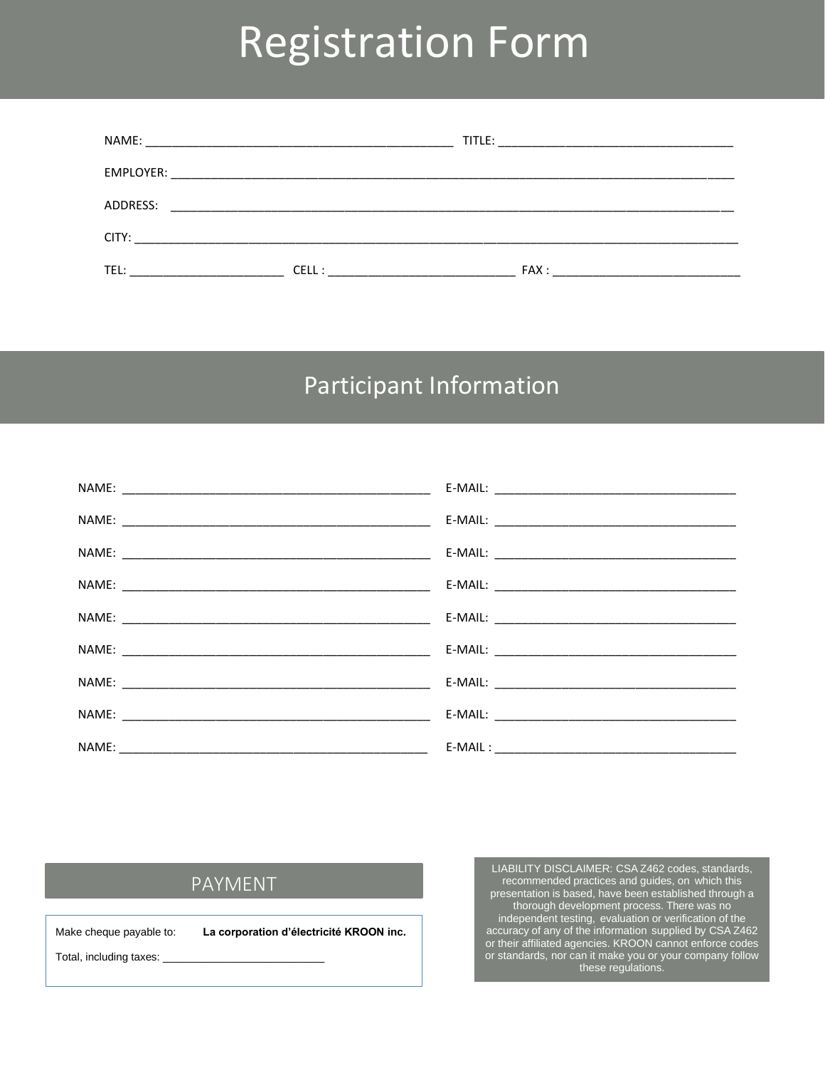# Registration Form

NAME: ______________________________________________ TITLE: ___________________________________

EMPLOYER: ___________________________________________________________________________________

ADDRESS: ___________________________________________________________________________________

CITY: _______________________________________________________________________________________

TEL: _______________________ CELL : ____________________________ FAX : ____________________________

## Participant Information

NAME: ______________________________________________ E-MAIL: ____________________________________

NAME: ______________________________________________ E-MAIL: ____________________________________

NAME: ______________________________________________ E-MAIL: ____________________________________

NAME: ______________________________________________ E-MAIL: ____________________________________

NAME: ______________________________________________ E-MAIL: ____________________________________

NAME: ______________________________________________ E-MAIL: ____________________________________

NAME: ______________________________________________ E-MAIL: ____________________________________

NAME: ______________________________________________ E-MAIL: ____________________________________

NAME: ______________________________________________ E-MAIL : ____________________________________

## PAYMENT

Make cheque payable to: **La corporation d'électricité KROON inc.**

Total, including taxes: ___________________________

LIABILITY DISCLAIMER: CSA Z462 codes, standards, recommended practices and guides, on which this presentation is based, have been established through a thorough development process. There was no independent testing, evaluation or verification of the accuracy of any of the information supplied by CSA Z462 or their affiliated agencies. KROON cannot enforce codes or standards, nor can it make you or your company follow these regulations.